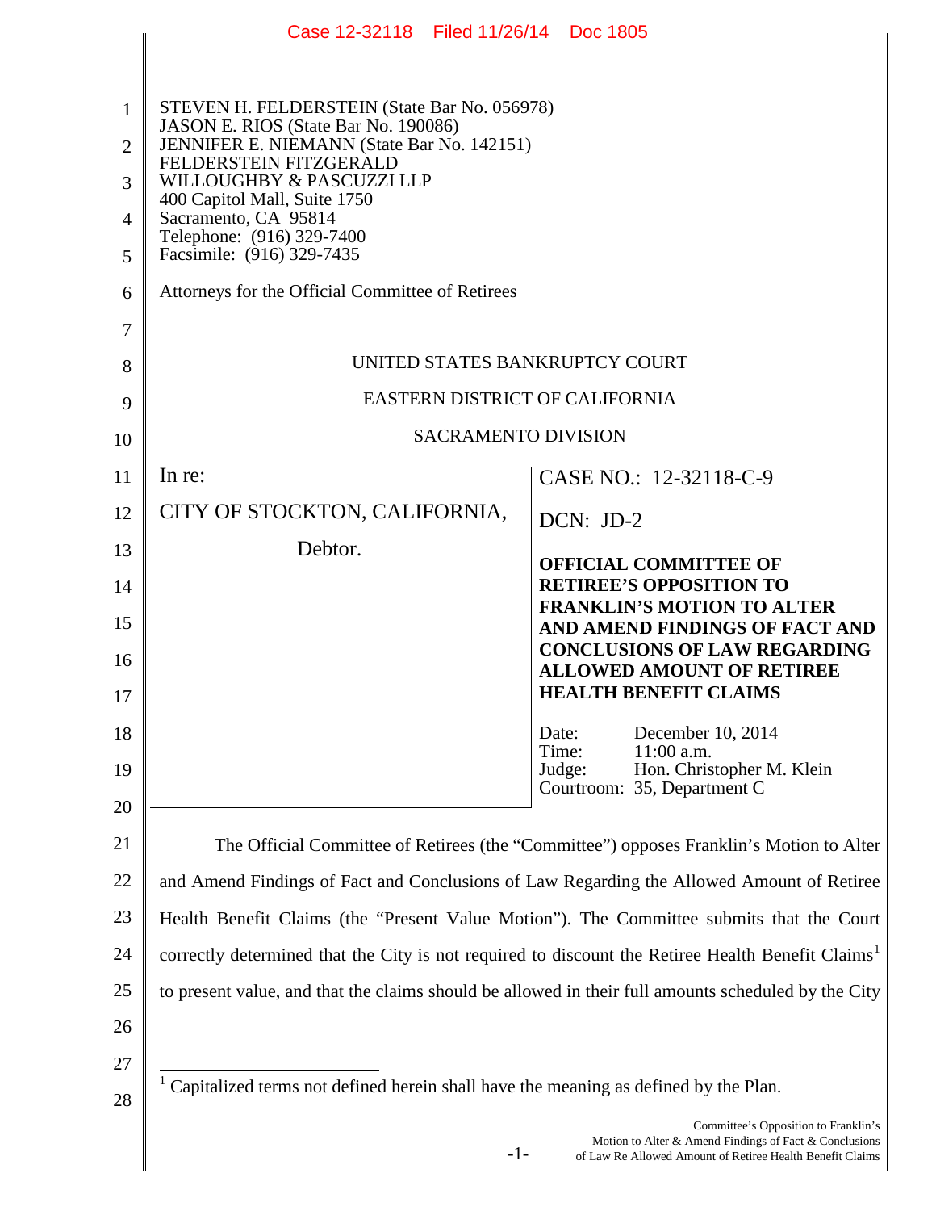Case 12-32118 Filed 11/26/14 Doc 1805

STEVEN H. FELDERSTEIN (State Bar No. 056978)
JASON E. RIOS (State Bar No. 190086)
JENNIFER E. NIEMANN (State Bar No. 142151)
FELDERSTEIN FITZGERALD
WILLOUGHBY & PASCUZZI LLP
400 Capitol Mall, Suite 1750
Sacramento, CA 95814
Telephone: (916) 329-7400
Facsimile: (916) 329-7435

Attorneys for the Official Committee of Retirees

UNITED STATES BANKRUPTCY COURT

EASTERN DISTRICT OF CALIFORNIA

SACRAMENTO DIVISION

| | |
|---|---|
| In re:<br><br>CITY OF STOCKTON, CALIFORNIA,<br><br>Debtor. | CASE NO.: 12-32118-C-9<br><br>DCN: JD-2<br><br>**OFFICIAL COMMITTEE OF RETIREE'S OPPOSITION TO FRANKLIN'S MOTION TO ALTER AND AMEND FINDINGS OF FACT AND CONCLUSIONS OF LAW REGARDING ALLOWED AMOUNT OF RETIREE HEALTH BENEFIT CLAIMS**<br><br>Date: December 10, 2014<br>Time: 11:00 a.m.<br>Judge: Hon. Christopher M. Klein<br>Courtroom: 35, Department C |

The Official Committee of Retirees (the "Committee") opposes Franklin's Motion to Alter and Amend Findings of Fact and Conclusions of Law Regarding the Allowed Amount of Retiree Health Benefit Claims (the "Present Value Motion"). The Committee submits that the Court correctly determined that the City is not required to discount the Retiree Health Benefit Claims[1] to present value, and that the claims should be allowed in their full amounts scheduled by the City

[1] Capitalized terms not defined herein shall have the meaning as defined by the Plan.

Committee's Opposition to Franklin's Motion to Alter & Amend Findings of Fact & Conclusions of Law Re Allowed Amount of Retiree Health Benefit Claims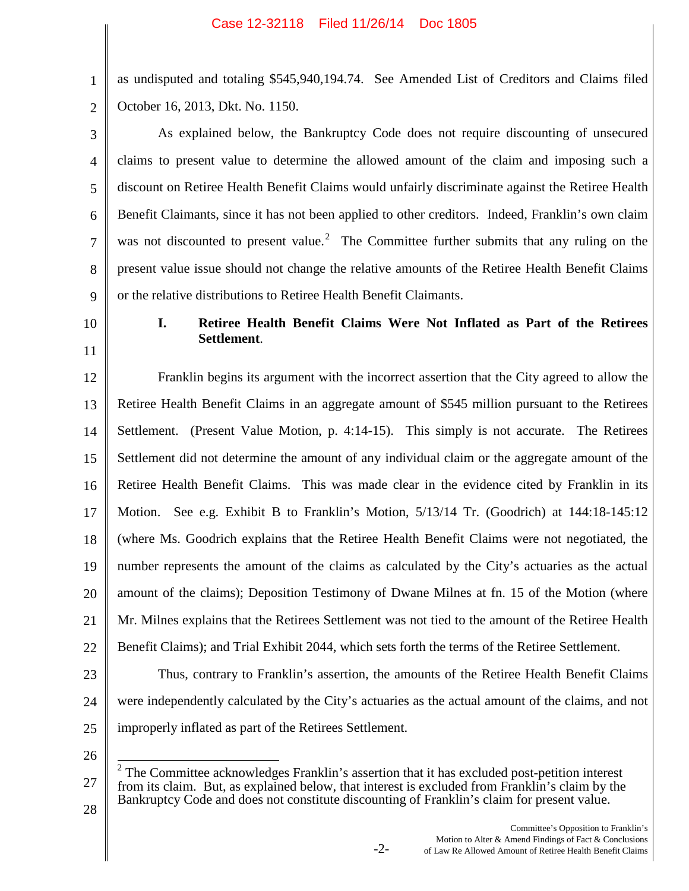as undisputed and totaling $545,940,194.74. See Amended List of Creditors and Claims filed October 16, 2013, Dkt. No. 1150.

As explained below, the Bankruptcy Code does not require discounting of unsecured claims to present value to determine the allowed amount of the claim and imposing such a discount on Retiree Health Benefit Claims would unfairly discriminate against the Retiree Health Benefit Claimants, since it has not been applied to other creditors. Indeed, Franklin's own claim was not discounted to present value.[2] The Committee further submits that any ruling on the present value issue should not change the relative amounts of the Retiree Health Benefit Claims or the relative distributions to Retiree Health Benefit Claimants.

## I. Retiree Health Benefit Claims Were Not Inflated as Part of the Retirees Settlement.

Franklin begins its argument with the incorrect assertion that the City agreed to allow the Retiree Health Benefit Claims in an aggregate amount of $545 million pursuant to the Retirees Settlement. (Present Value Motion, p. 4:14-15). This simply is not accurate. The Retirees Settlement did not determine the amount of any individual claim or the aggregate amount of the Retiree Health Benefit Claims. This was made clear in the evidence cited by Franklin in its Motion. See e.g. Exhibit B to Franklin's Motion, 5/13/14 Tr. (Goodrich) at 144:18-145:12 (where Ms. Goodrich explains that the Retiree Health Benefit Claims were not negotiated, the number represents the amount of the claims as calculated by the City's actuaries as the actual amount of the claims); Deposition Testimony of Dwane Milnes at fn. 15 of the Motion (where Mr. Milnes explains that the Retirees Settlement was not tied to the amount of the Retiree Health Benefit Claims); and Trial Exhibit 2044, which sets forth the terms of the Retiree Settlement.

Thus, contrary to Franklin's assertion, the amounts of the Retiree Health Benefit Claims were independently calculated by the City's actuaries as the actual amount of the claims, and not improperly inflated as part of the Retirees Settlement.

---

[2] The Committee acknowledges Franklin's assertion that it has excluded post-petition interest from its claim. But, as explained below, that interest is excluded from Franklin's claim by the Bankruptcy Code and does not constitute discounting of Franklin's claim for present value.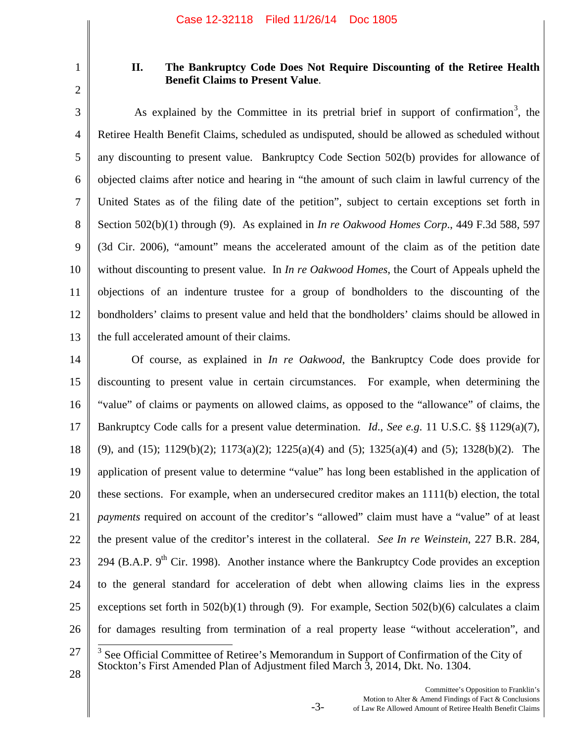## II. The Bankruptcy Code Does Not Require Discounting of the Retiree Health Benefit Claims to Present Value.

As explained by the Committee in its pretrial brief in support of confirmation[3], the Retiree Health Benefit Claims, scheduled as undisputed, should be allowed as scheduled without any discounting to present value. Bankruptcy Code Section 502(b) provides for allowance of objected claims after notice and hearing in "the amount of such claim in lawful currency of the United States as of the filing date of the petition", subject to certain exceptions set forth in Section 502(b)(1) through (9). As explained in *In re Oakwood Homes Corp*., 449 F.3d 588, 597 (3d Cir. 2006), "amount" means the accelerated amount of the claim as of the petition date without discounting to present value. In *In re Oakwood Homes*, the Court of Appeals upheld the objections of an indenture trustee for a group of bondholders to the discounting of the bondholders' claims to present value and held that the bondholders' claims should be allowed in the full accelerated amount of their claims.

Of course, as explained in *In re Oakwood*, the Bankruptcy Code does provide for discounting to present value in certain circumstances. For example, when determining the "value" of claims or payments on allowed claims, as opposed to the "allowance" of claims, the Bankruptcy Code calls for a present value determination. *Id*., *See e.g.* 11 U.S.C. §§ 1129(a)(7), (9), and (15); 1129(b)(2); 1173(a)(2); 1225(a)(4) and (5); 1325(a)(4) and (5); 1328(b)(2). The application of present value to determine "value" has long been established in the application of these sections. For example, when an undersecured creditor makes an 1111(b) election, the total *payments* required on account of the creditor's "allowed" claim must have a "value" of at least the present value of the creditor's interest in the collateral. *See In re Weinstein*, 227 B.R. 284, 294 (B.A.P. 9th Cir. 1998). Another instance where the Bankruptcy Code provides an exception to the general standard for acceleration of debt when allowing claims lies in the express exceptions set forth in 502(b)(1) through (9). For example, Section 502(b)(6) calculates a claim for damages resulting from termination of a real property lease "without acceleration", and

[3] See Official Committee of Retiree's Memorandum in Support of Confirmation of the City of Stockton's First Amended Plan of Adjustment filed March 3, 2014, Dkt. No. 1304.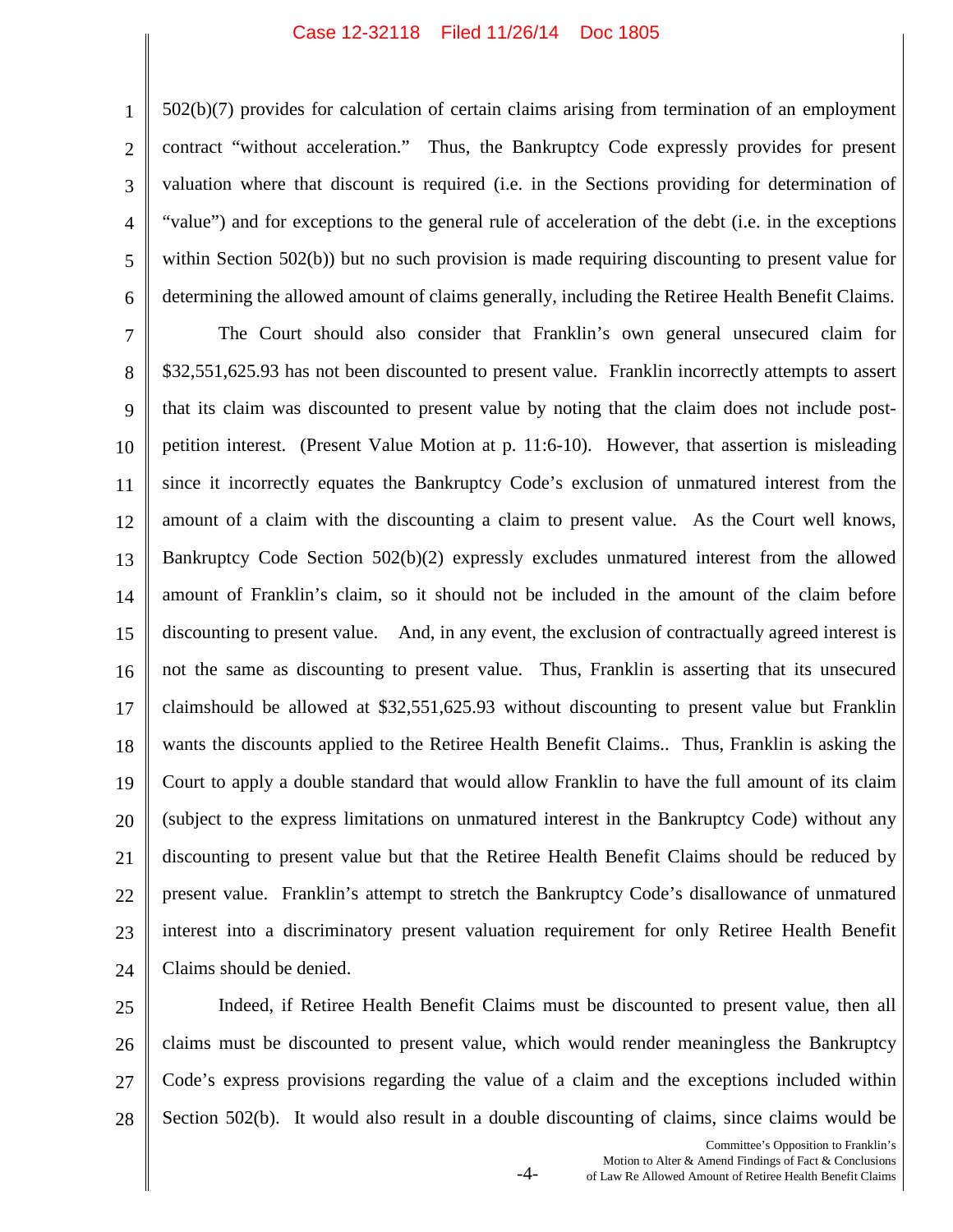502(b)(7) provides for calculation of certain claims arising from termination of an employment contract "without acceleration." Thus, the Bankruptcy Code expressly provides for present valuation where that discount is required (i.e. in the Sections providing for determination of "value") and for exceptions to the general rule of acceleration of the debt (i.e. in the exceptions within Section 502(b)) but no such provision is made requiring discounting to present value for determining the allowed amount of claims generally, including the Retiree Health Benefit Claims.

The Court should also consider that Franklin's own general unsecured claim for \$32,551,625.93 has not been discounted to present value. Franklin incorrectly attempts to assert that its claim was discounted to present value by noting that the claim does not include post-petition interest. (Present Value Motion at p. 11:6-10). However, that assertion is misleading since it incorrectly equates the Bankruptcy Code's exclusion of unmatured interest from the amount of a claim with the discounting a claim to present value. As the Court well knows, Bankruptcy Code Section 502(b)(2) expressly excludes unmatured interest from the allowed amount of Franklin's claim, so it should not be included in the amount of the claim before discounting to present value. And, in any event, the exclusion of contractually agreed interest is not the same as discounting to present value. Thus, Franklin is asserting that its unsecured claimshould be allowed at \$32,551,625.93 without discounting to present value but Franklin wants the discounts applied to the Retiree Health Benefit Claims.. Thus, Franklin is asking the Court to apply a double standard that would allow Franklin to have the full amount of its claim (subject to the express limitations on unmatured interest in the Bankruptcy Code) without any discounting to present value but that the Retiree Health Benefit Claims should be reduced by present value. Franklin's attempt to stretch the Bankruptcy Code's disallowance of unmatured interest into a discriminatory present valuation requirement for only Retiree Health Benefit Claims should be denied.

Indeed, if Retiree Health Benefit Claims must be discounted to present value, then all claims must be discounted to present value, which would render meaningless the Bankruptcy Code's express provisions regarding the value of a claim and the exceptions included within Section 502(b). It would also result in a double discounting of claims, since claims would be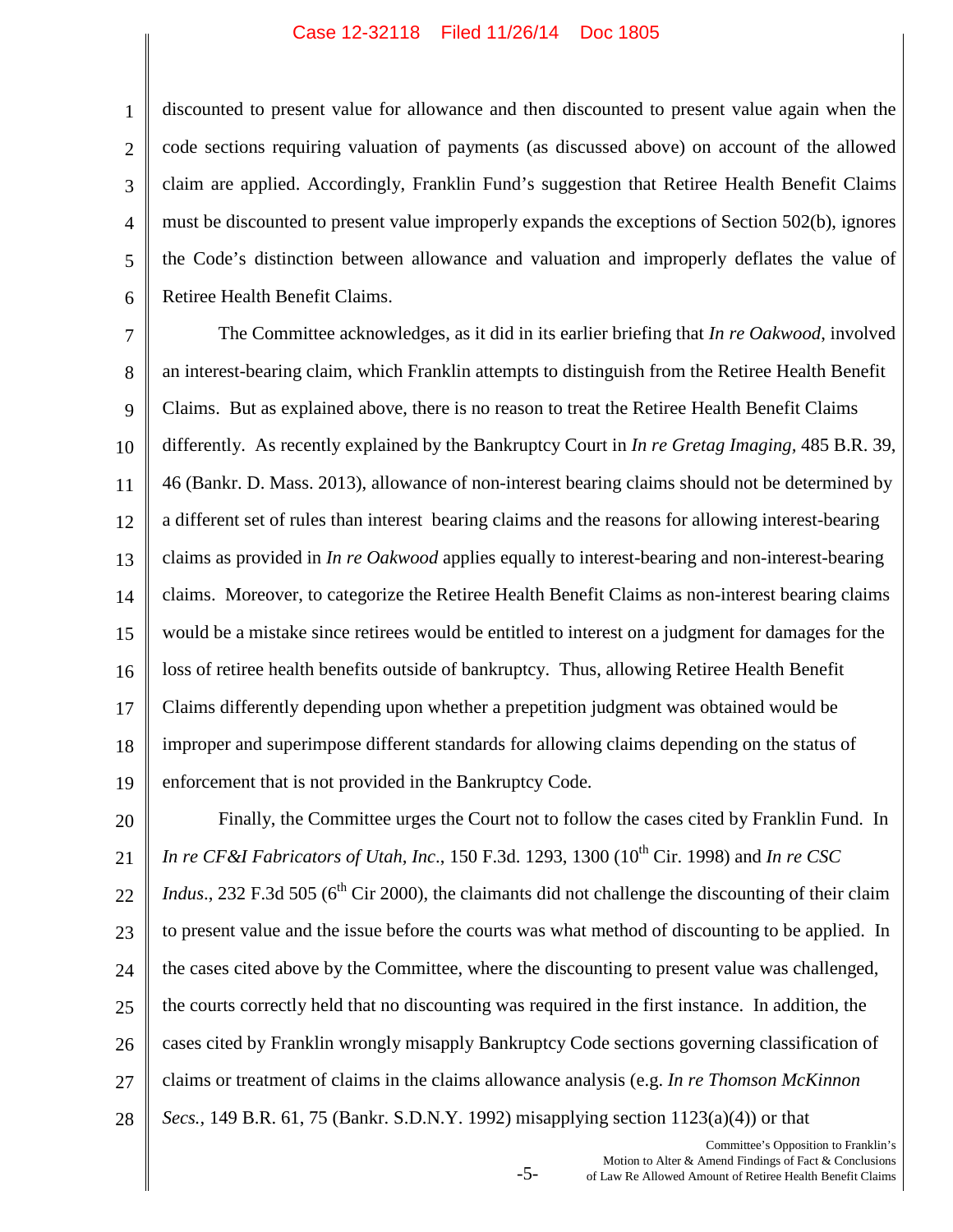discounted to present value for allowance and then discounted to present value again when the code sections requiring valuation of payments (as discussed above) on account of the allowed claim are applied. Accordingly, Franklin Fund's suggestion that Retiree Health Benefit Claims must be discounted to present value improperly expands the exceptions of Section 502(b), ignores the Code's distinction between allowance and valuation and improperly deflates the value of Retiree Health Benefit Claims.

The Committee acknowledges, as it did in its earlier briefing that *In re Oakwood*, involved an interest-bearing claim, which Franklin attempts to distinguish from the Retiree Health Benefit Claims. But as explained above, there is no reason to treat the Retiree Health Benefit Claims differently. As recently explained by the Bankruptcy Court in *In re Gretag Imaging*, 485 B.R. 39, 46 (Bankr. D. Mass. 2013), allowance of non-interest bearing claims should not be determined by a different set of rules than interest bearing claims and the reasons for allowing interest-bearing claims as provided in *In re Oakwood* applies equally to interest-bearing and non-interest-bearing claims. Moreover, to categorize the Retiree Health Benefit Claims as non-interest bearing claims would be a mistake since retirees would be entitled to interest on a judgment for damages for the loss of retiree health benefits outside of bankruptcy. Thus, allowing Retiree Health Benefit Claims differently depending upon whether a prepetition judgment was obtained would be improper and superimpose different standards for allowing claims depending on the status of enforcement that is not provided in the Bankruptcy Code.

Finally, the Committee urges the Court not to follow the cases cited by Franklin Fund. In *In re CF&I Fabricators of Utah, Inc*., 150 F.3d. 1293, 1300 (10th Cir. 1998) and *In re CSC Indus*., 232 F.3d 505 (6th Cir 2000), the claimants did not challenge the discounting of their claim to present value and the issue before the courts was what method of discounting to be applied. In the cases cited above by the Committee, where the discounting to present value was challenged, the courts correctly held that no discounting was required in the first instance. In addition, the cases cited by Franklin wrongly misapply Bankruptcy Code sections governing classification of claims or treatment of claims in the claims allowance analysis (e.g. *In re Thomson McKinnon Secs.,* 149 B.R. 61, 75 (Bankr. S.D.N.Y. 1992) misapplying section 1123(a)(4)) or that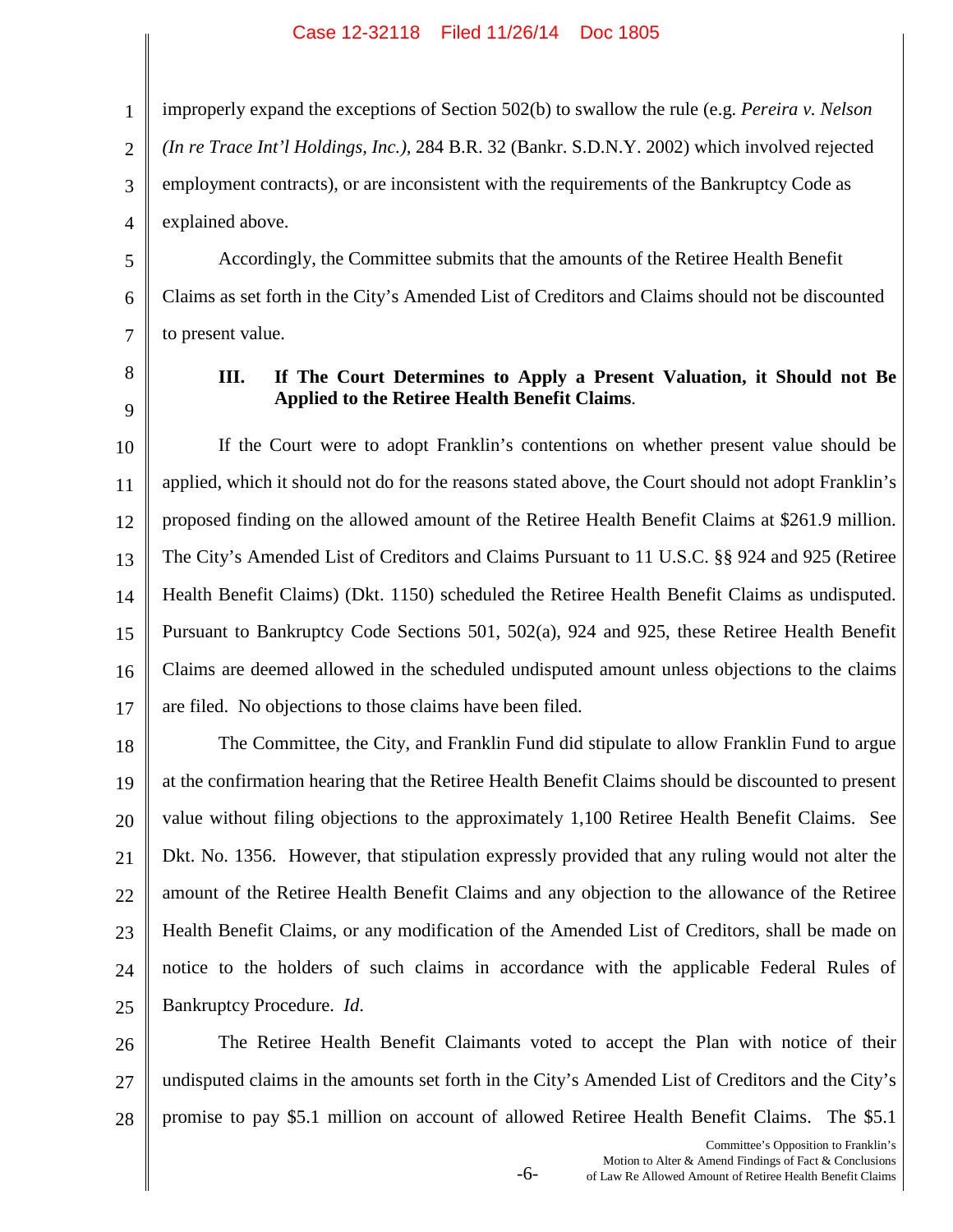improperly expand the exceptions of Section 502(b) to swallow the rule (e.g. *Pereira v. Nelson (In re Trace Int'l Holdings, Inc.),* 284 B.R. 32 (Bankr. S.D.N.Y. 2002) which involved rejected employment contracts), or are inconsistent with the requirements of the Bankruptcy Code as explained above.

Accordingly, the Committee submits that the amounts of the Retiree Health Benefit Claims as set forth in the City's Amended List of Creditors and Claims should not be discounted to present value.

### III. If The Court Determines to Apply a Present Valuation, it Should not Be Applied to the Retiree Health Benefit Claims.

If the Court were to adopt Franklin's contentions on whether present value should be applied, which it should not do for the reasons stated above, the Court should not adopt Franklin's proposed finding on the allowed amount of the Retiree Health Benefit Claims at $261.9 million. The City's Amended List of Creditors and Claims Pursuant to 11 U.S.C. §§ 924 and 925 (Retiree Health Benefit Claims) (Dkt. 1150) scheduled the Retiree Health Benefit Claims as undisputed. Pursuant to Bankruptcy Code Sections 501, 502(a), 924 and 925, these Retiree Health Benefit Claims are deemed allowed in the scheduled undisputed amount unless objections to the claims are filed. No objections to those claims have been filed.

The Committee, the City, and Franklin Fund did stipulate to allow Franklin Fund to argue at the confirmation hearing that the Retiree Health Benefit Claims should be discounted to present value without filing objections to the approximately 1,100 Retiree Health Benefit Claims. See Dkt. No. 1356. However, that stipulation expressly provided that any ruling would not alter the amount of the Retiree Health Benefit Claims and any objection to the allowance of the Retiree Health Benefit Claims, or any modification of the Amended List of Creditors, shall be made on notice to the holders of such claims in accordance with the applicable Federal Rules of Bankruptcy Procedure. *Id.*

The Retiree Health Benefit Claimants voted to accept the Plan with notice of their undisputed claims in the amounts set forth in the City's Amended List of Creditors and the City's promise to pay $5.1 million on account of allowed Retiree Health Benefit Claims. The $5.1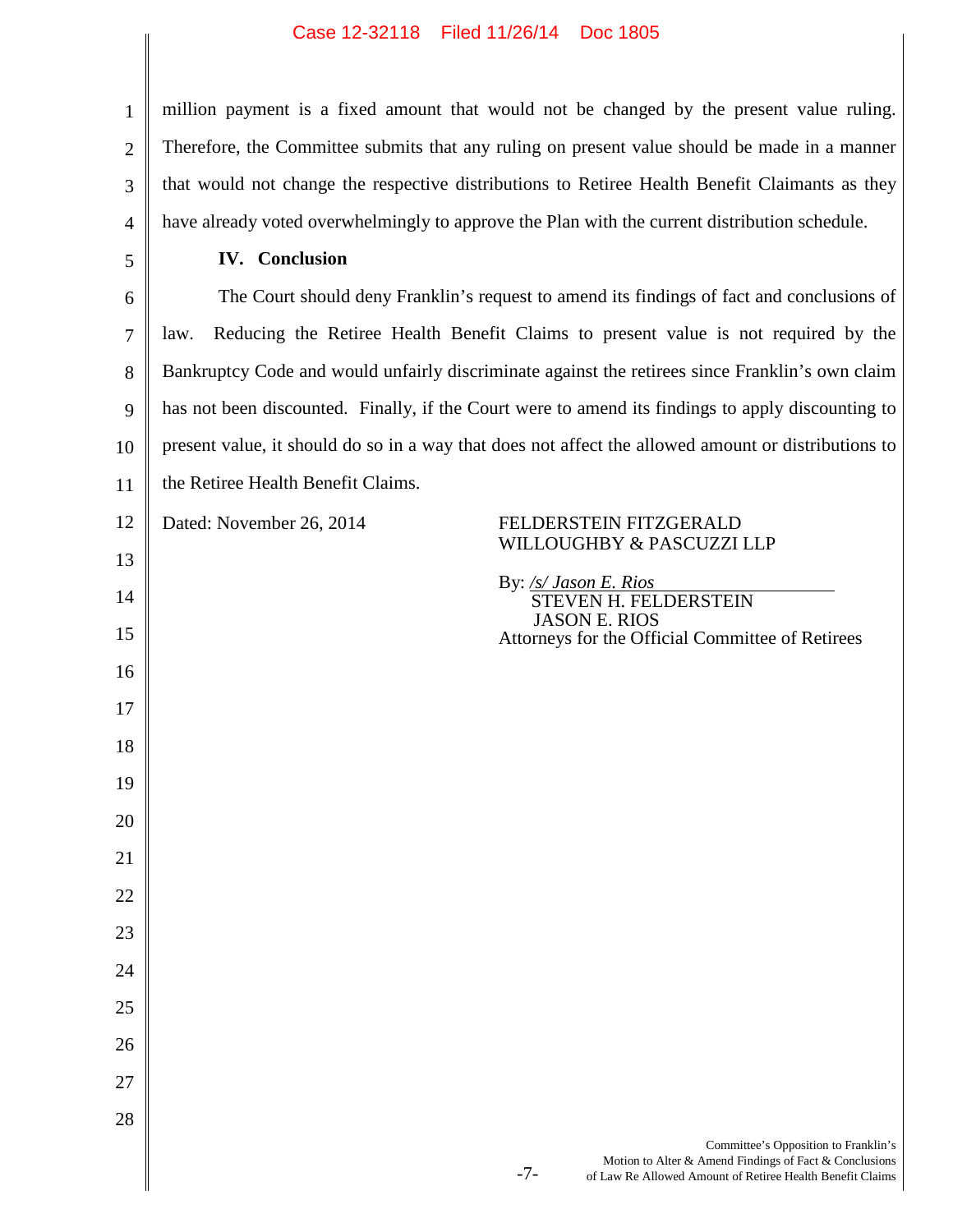million payment is a fixed amount that would not be changed by the present value ruling. Therefore, the Committee submits that any ruling on present value should be made in a manner that would not change the respective distributions to Retiree Health Benefit Claimants as they have already voted overwhelmingly to approve the Plan with the current distribution schedule.

## IV. Conclusion

The Court should deny Franklin's request to amend its findings of fact and conclusions of law. Reducing the Retiree Health Benefit Claims to present value is not required by the Bankruptcy Code and would unfairly discriminate against the retirees since Franklin's own claim has not been discounted. Finally, if the Court were to amend its findings to apply discounting to present value, it should do so in a way that does not affect the allowed amount or distributions to the Retiree Health Benefit Claims.

Dated: November 26, 2014

FELDERSTEIN FITZGERALD
WILLOUGHBY & PASCUZZI LLP

By: */s/ Jason E. Rios*
STEVEN H. FELDERSTEIN
JASON E. RIOS
Attorneys for the Official Committee of Retirees